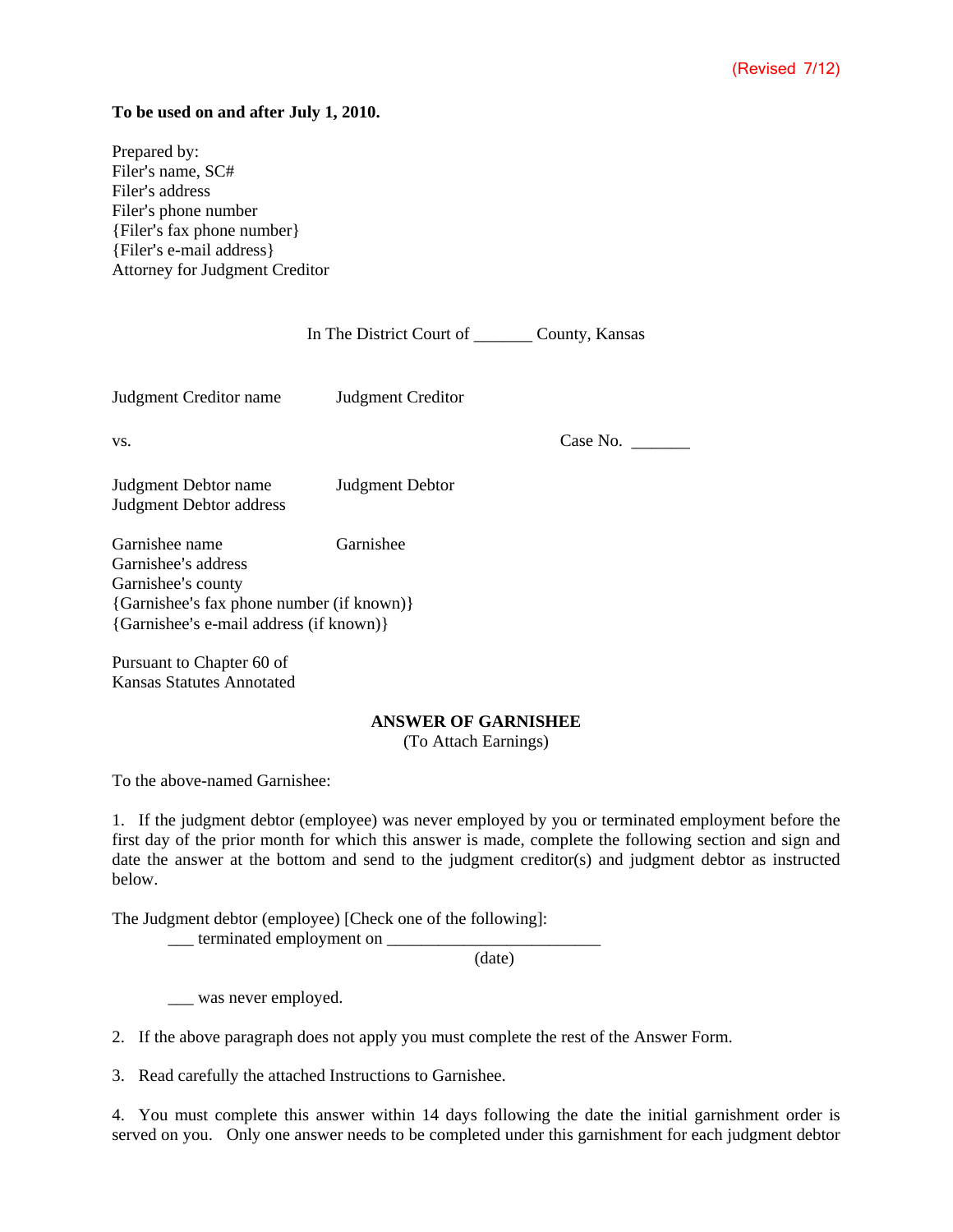(Revised 7/12)

**To be used on and after July 1, 2010.**

Prepared by:
Filer's name, SC#
Filer's address
Filer's phone number
{Filer's fax phone number}
{Filer's e-mail address}
Attorney for Judgment Creditor

In The District Court of _______ County, Kansas

Judgment Creditor name Judgment Creditor

vs. Case No. _______

Judgment Debtor name Judgment Debtor
Judgment Debtor address

Garnishee name Garnishee
Garnishee's address
Garnishee's county
{Garnishee's fax phone number (if known)}
{Garnishee's e-mail address (if known)}

Pursuant to Chapter 60 of
Kansas Statutes Annotated

**ANSWER OF GARNISHEE**
(To Attach Earnings)

To the above-named Garnishee:

1. If the judgment debtor (employee) was never employed by you or terminated employment before the first day of the prior month for which this answer is made, complete the following section and sign and date the answer at the bottom and send to the judgment creditor(s) and judgment debtor as instructed below.

The Judgment debtor (employee) [Check one of the following]:

___ terminated employment on _________________________
(date)

___ was never employed.

2. If the above paragraph does not apply you must complete the rest of the Answer Form.

3. Read carefully the attached Instructions to Garnishee.

4. You must complete this answer within 14 days following the date the initial garnishment order is served on you. Only one answer needs to be completed under this garnishment for each judgment debtor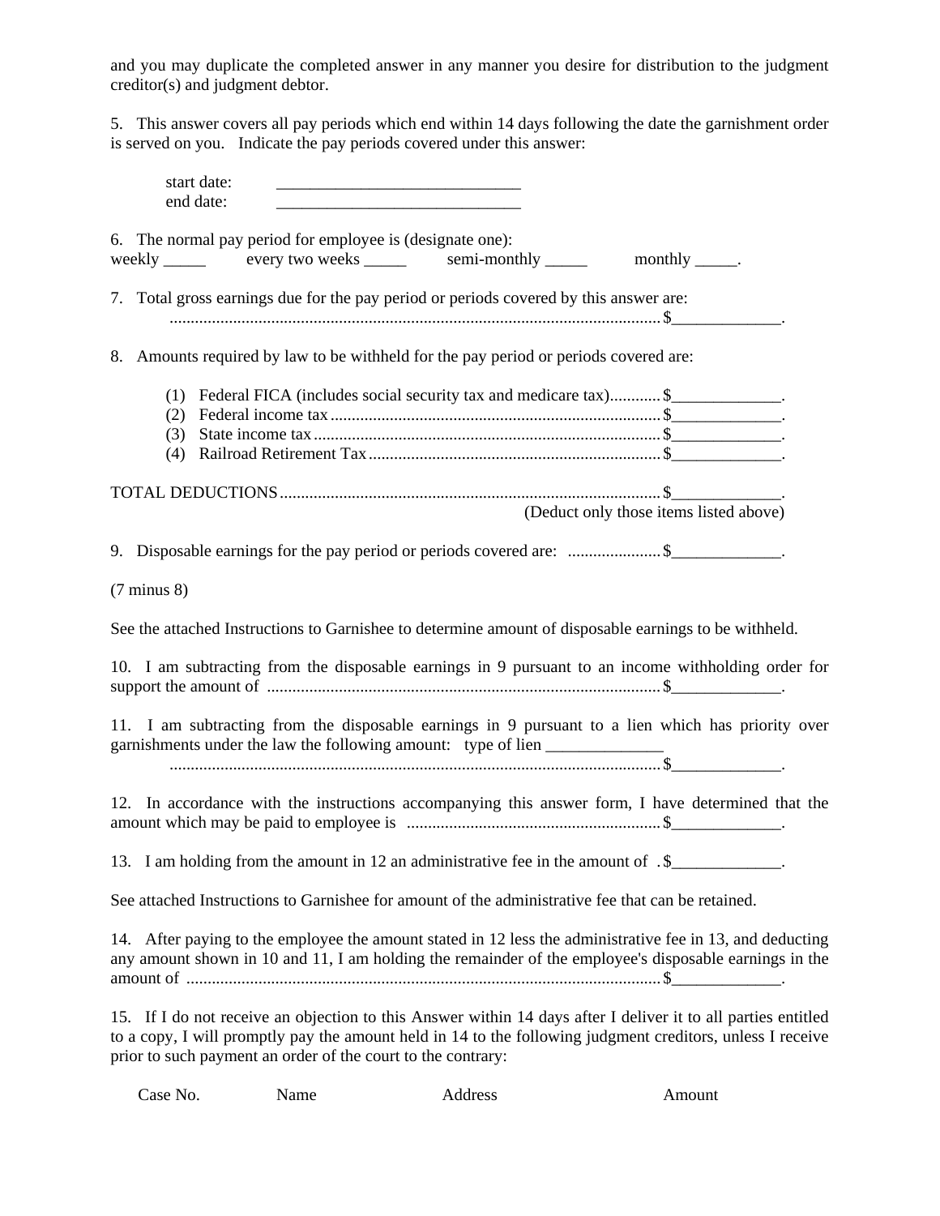and you may duplicate the completed answer in any manner you desire for distribution to the judgment creditor(s) and judgment debtor.

5. This answer covers all pay periods which end within 14 days following the date the garnishment order is served on you. Indicate the pay periods covered under this answer:

start date: ______________________________
end date: ______________________________

6. The normal pay period for employee is (designate one):
weekly _____ every two weeks _____ semi-monthly _____ monthly _____.

7. Total gross earnings due for the pay period or periods covered by this answer are:
.................................................................................................................. $_____________.

8. Amounts required by law to be withheld for the pay period or periods covered are:

(1) Federal FICA (includes social security tax and medicare tax)............ $_____________.
(2) Federal income tax ............................................................................ $_____________.
(3) State income tax ................................................................................ $_____________.
(4) Railroad Retirement Tax ................................................................... $_____________.

TOTAL DEDUCTIONS ......................................................................................... $_____________.
(Deduct only those items listed above)

9. Disposable earnings for the pay period or periods covered are: ..................... $_____________.

(7 minus 8)

See the attached Instructions to Garnishee to determine amount of disposable earnings to be withheld.

10. I am subtracting from the disposable earnings in 9 pursuant to an income withholding order for support the amount of ........................................................................................... $_____________.

11. I am subtracting from the disposable earnings in 9 pursuant to a lien which has priority over garnishments under the law the following amount: type of lien ______________
.................................................................................................................. $_____________.

12. In accordance with the instructions accompanying this answer form, I have determined that the amount which may be paid to employee is ........................................................... $_____________.

13. I am holding from the amount in 12 an administrative fee in the amount of . $_____________.

See attached Instructions to Garnishee for amount of the administrative fee that can be retained.

14. After paying to the employee the amount stated in 12 less the administrative fee in 13, and deducting any amount shown in 10 and 11, I am holding the remainder of the employee's disposable earnings in the amount of .............................................................................................................. $_____________.

15. If I do not receive an objection to this Answer within 14 days after I deliver it to all parties entitled to a copy, I will promptly pay the amount held in 14 to the following judgment creditors, unless I receive prior to such payment an order of the court to the contrary:

| Case No. | Name | Address | Amount |
| --- | --- | --- | --- |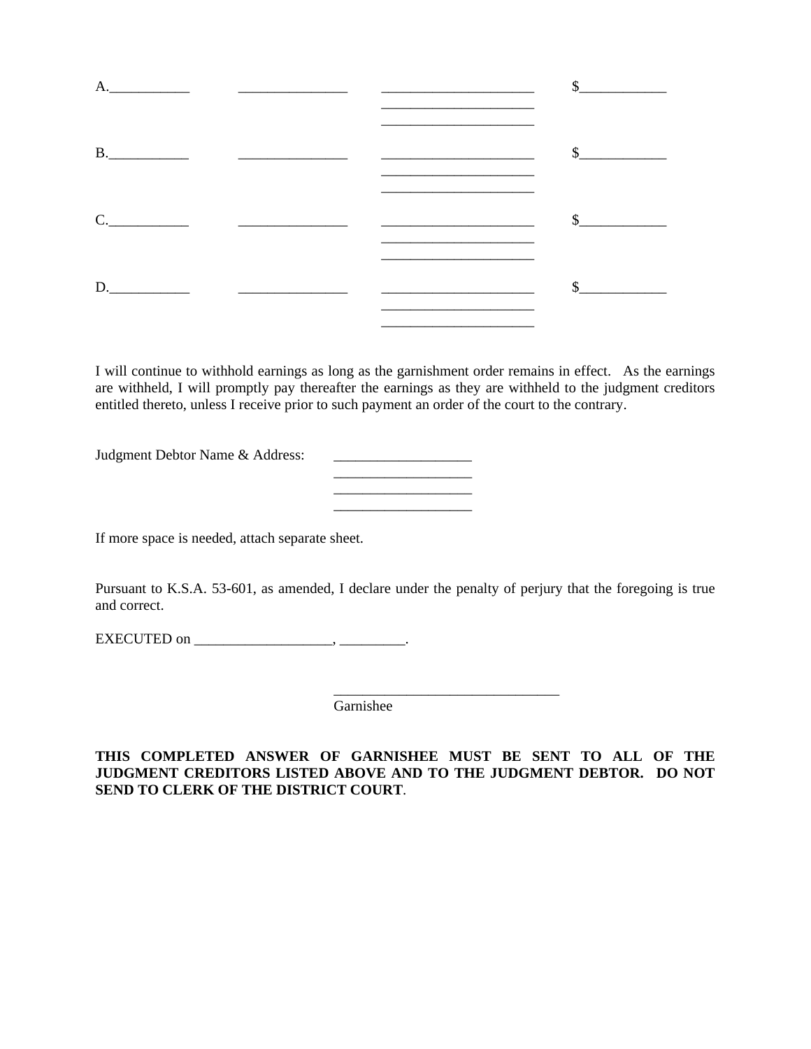| | | | |
|---|---|---|---|
| A.___________ | _______________ | _____________________<br>_____________________<br>_____________________ | $____________ |
| B.___________ | _______________ | _____________________<br>_____________________<br>_____________________ | $____________ |
| C.___________ | _______________ | _____________________<br>_____________________<br>_____________________ | $____________ |
| D.___________ | _______________ | _____________________<br>_____________________<br>_____________________ | $____________ |

I will continue to withhold earnings as long as the garnishment order remains in effect. As the earnings are withheld, I will promptly pay thereafter the earnings as they are withheld to the judgment creditors entitled thereto, unless I receive prior to such payment an order of the court to the contrary.

Judgment Debtor Name & Address: ___________________
___________________
___________________
___________________

If more space is needed, attach separate sheet.

Pursuant to K.S.A. 53-601, as amended, I declare under the penalty of perjury that the foregoing is true and correct.

EXECUTED on ___________________, _________.

_______________________________
Garnishee

**THIS COMPLETED ANSWER OF GARNISHEE MUST BE SENT TO ALL OF THE JUDGMENT CREDITORS LISTED ABOVE AND TO THE JUDGMENT DEBTOR. DO NOT SEND TO CLERK OF THE DISTRICT COURT**.